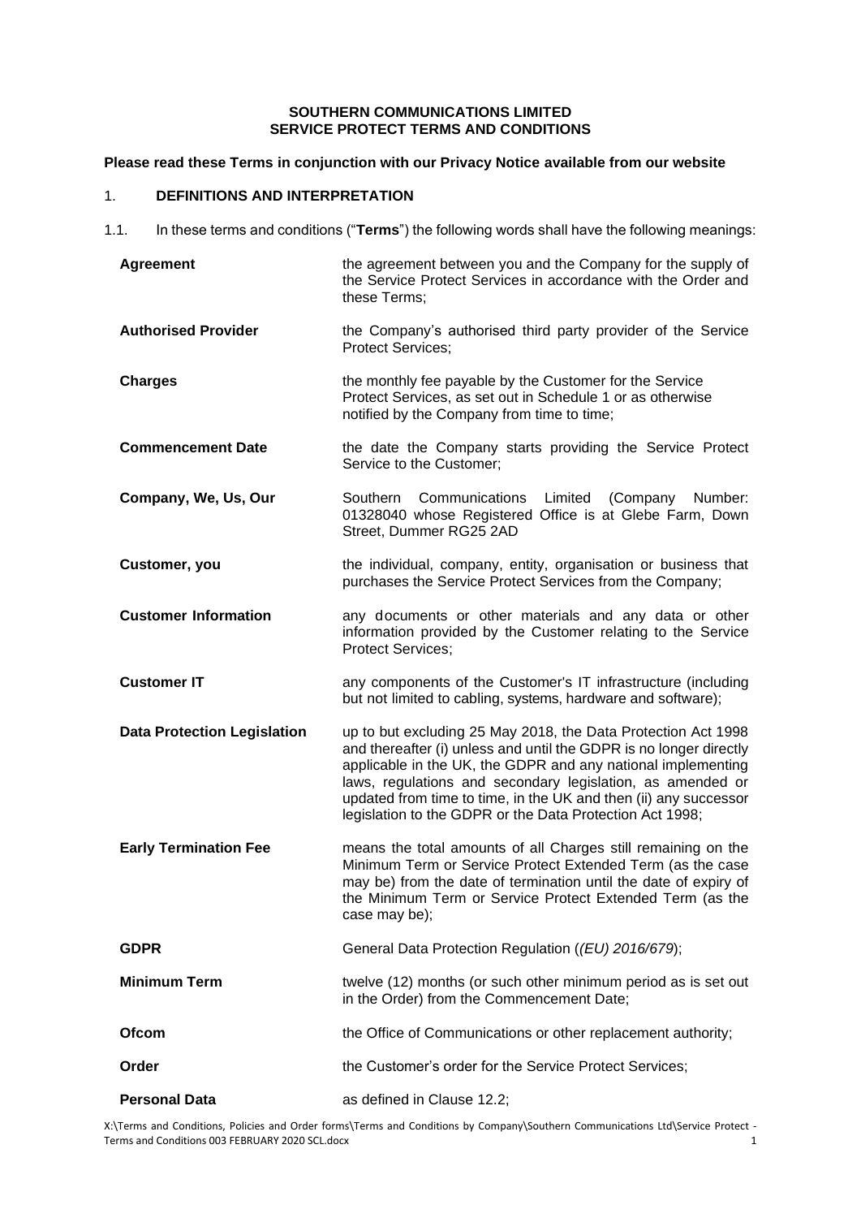**SOUTHERN COMMUNICATIONS LIMITED**
**SERVICE PROTECT TERMS AND CONDITIONS**

**Please read these Terms in conjunction with our Privacy Notice available from our website**

## 1. DEFINITIONS AND INTERPRETATION

1.1. In these terms and conditions ("**Terms**") the following words shall have the following meanings:

| | |
|---|---|
| **Agreement** | the agreement between you and the Company for the supply of the Service Protect Services in accordance with the Order and these Terms; |
| **Authorised Provider** | the Company's authorised third party provider of the Service Protect Services; |
| **Charges** | the monthly fee payable by the Customer for the Service Protect Services, as set out in Schedule 1 or as otherwise notified by the Company from time to time; |
| **Commencement Date** | the date the Company starts providing the Service Protect Service to the Customer; |
| **Company, We, Us, Our** | Southern Communications Limited (Company Number: 01328040 whose Registered Office is at Glebe Farm, Down Street, Dummer RG25 2AD |
| **Customer, you** | the individual, company, entity, organisation or business that purchases the Service Protect Services from the Company; |
| **Customer Information** | any documents or other materials and any data or other information provided by the Customer relating to the Service Protect Services; |
| **Customer IT** | any components of the Customer's IT infrastructure (including but not limited to cabling, systems, hardware and software); |
| **Data Protection Legislation** | up to but excluding 25 May 2018, the Data Protection Act 1998 and thereafter (i) unless and until the GDPR is no longer directly applicable in the UK, the GDPR and any national implementing laws, regulations and secondary legislation, as amended or updated from time to time, in the UK and then (ii) any successor legislation to the GDPR or the Data Protection Act 1998; |
| **Early Termination Fee** | means the total amounts of all Charges still remaining on the Minimum Term or Service Protect Extended Term (as the case may be) from the date of termination until the date of expiry of the Minimum Term or Service Protect Extended Term (as the case may be); |
| **GDPR** | General Data Protection Regulation (*(EU) 2016/679*); |
| **Minimum Term** | twelve (12) months (or such other minimum period as is set out in the Order) from the Commencement Date; |
| **Ofcom** | the Office of Communications or other replacement authority; |
| **Order** | the Customer's order for the Service Protect Services; |
| **Personal Data** | as defined in Clause 12.2; |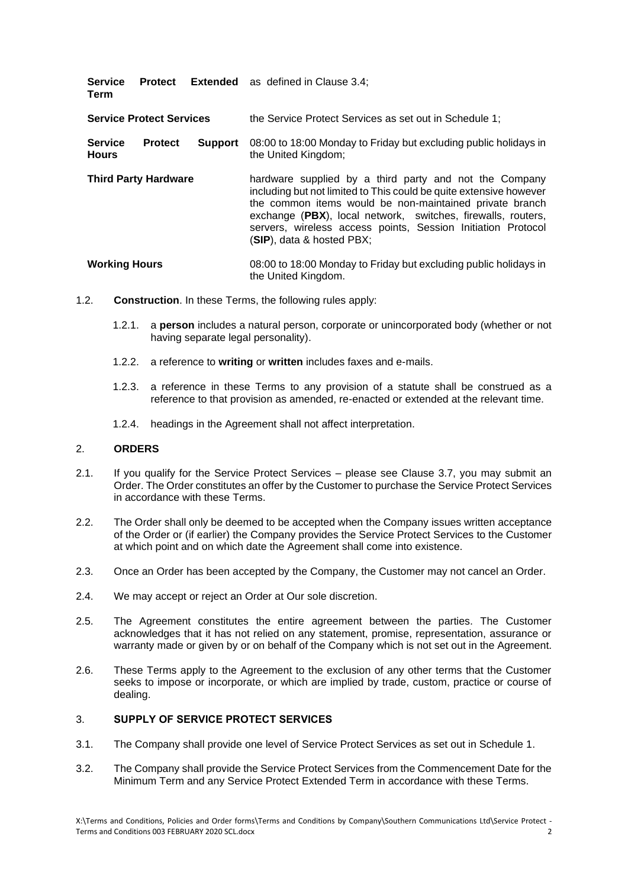| | |
|---|---|
| **Service Protect Extended Term** | as defined in Clause 3.4; |
| **Service Protect Services** | the Service Protect Services as set out in Schedule 1; |
| **Service Protect Support Hours** | 08:00 to 18:00 Monday to Friday but excluding public holidays in the United Kingdom; |
| **Third Party Hardware** | hardware supplied by a third party and not the Company including but not limited to This could be quite extensive however the common items would be non-maintained private branch exchange (**PBX**), local network, switches, firewalls, routers, servers, wireless access points, Session Initiation Protocol (**SIP**), data & hosted PBX; |
| **Working Hours** | 08:00 to 18:00 Monday to Friday but excluding public holidays in the United Kingdom. |

1.2. **Construction**. In these Terms, the following rules apply:

1.2.1. a **person** includes a natural person, corporate or unincorporated body (whether or not having separate legal personality).

1.2.2. a reference to **writing** or **written** includes faxes and e-mails.

1.2.3. a reference in these Terms to any provision of a statute shall be construed as a reference to that provision as amended, re-enacted or extended at the relevant time.

1.2.4. headings in the Agreement shall not affect interpretation.

## 2. ORDERS

2.1. If you qualify for the Service Protect Services – please see Clause 3.7, you may submit an Order. The Order constitutes an offer by the Customer to purchase the Service Protect Services in accordance with these Terms.

2.2. The Order shall only be deemed to be accepted when the Company issues written acceptance of the Order or (if earlier) the Company provides the Service Protect Services to the Customer at which point and on which date the Agreement shall come into existence.

2.3. Once an Order has been accepted by the Company, the Customer may not cancel an Order.

2.4. We may accept or reject an Order at Our sole discretion.

2.5. The Agreement constitutes the entire agreement between the parties. The Customer acknowledges that it has not relied on any statement, promise, representation, assurance or warranty made or given by or on behalf of the Company which is not set out in the Agreement.

2.6. These Terms apply to the Agreement to the exclusion of any other terms that the Customer seeks to impose or incorporate, or which are implied by trade, custom, practice or course of dealing.

## 3. SUPPLY OF SERVICE PROTECT SERVICES

3.1. The Company shall provide one level of Service Protect Services as set out in Schedule 1.

3.2. The Company shall provide the Service Protect Services from the Commencement Date for the Minimum Term and any Service Protect Extended Term in accordance with these Terms.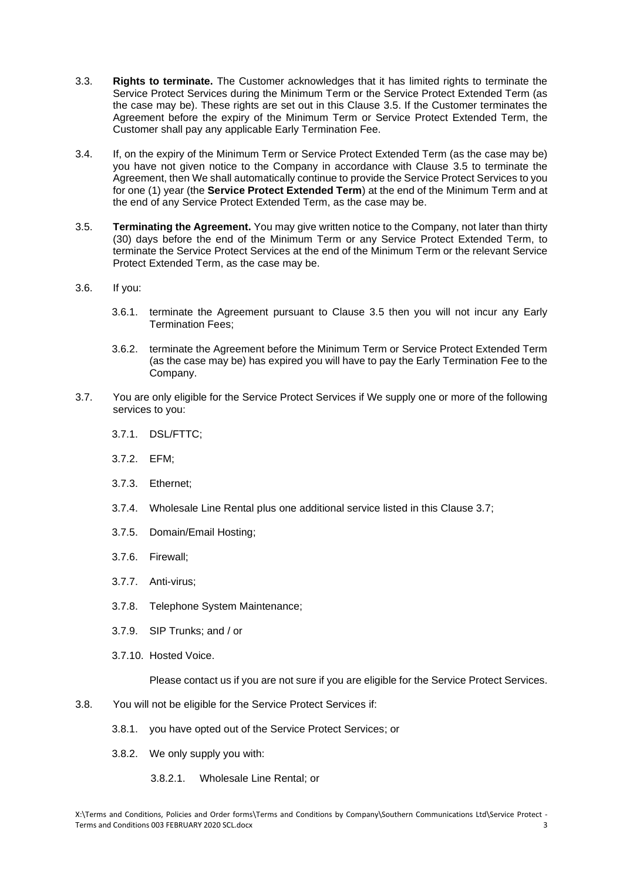3.3. **Rights to terminate.** The Customer acknowledges that it has limited rights to terminate the Service Protect Services during the Minimum Term or the Service Protect Extended Term (as the case may be). These rights are set out in this Clause 3.5. If the Customer terminates the Agreement before the expiry of the Minimum Term or Service Protect Extended Term, the Customer shall pay any applicable Early Termination Fee.

3.4. If, on the expiry of the Minimum Term or Service Protect Extended Term (as the case may be) you have not given notice to the Company in accordance with Clause 3.5 to terminate the Agreement, then We shall automatically continue to provide the Service Protect Services to you for one (1) year (the **Service Protect Extended Term**) at the end of the Minimum Term and at the end of any Service Protect Extended Term, as the case may be.

3.5. **Terminating the Agreement.** You may give written notice to the Company, not later than thirty (30) days before the end of the Minimum Term or any Service Protect Extended Term, to terminate the Service Protect Services at the end of the Minimum Term or the relevant Service Protect Extended Term, as the case may be.

3.6. If you:

3.6.1. terminate the Agreement pursuant to Clause 3.5 then you will not incur any Early Termination Fees;

3.6.2. terminate the Agreement before the Minimum Term or Service Protect Extended Term (as the case may be) has expired you will have to pay the Early Termination Fee to the Company.

3.7. You are only eligible for the Service Protect Services if We supply one or more of the following services to you:

3.7.1. DSL/FTTC;

3.7.2. EFM;

3.7.3. Ethernet;

3.7.4. Wholesale Line Rental plus one additional service listed in this Clause 3.7;

3.7.5. Domain/Email Hosting;

3.7.6. Firewall;

3.7.7. Anti-virus;

3.7.8. Telephone System Maintenance;

3.7.9. SIP Trunks; and / or

3.7.10. Hosted Voice.

Please contact us if you are not sure if you are eligible for the Service Protect Services.

3.8. You will not be eligible for the Service Protect Services if:

3.8.1. you have opted out of the Service Protect Services; or

3.8.2. We only supply you with:

3.8.2.1. Wholesale Line Rental; or

X:\Terms and Conditions, Policies and Order forms\Terms and Conditions by Company\Southern Communications Ltd\Service Protect - Terms and Conditions 003 FEBRUARY 2020 SCL.docx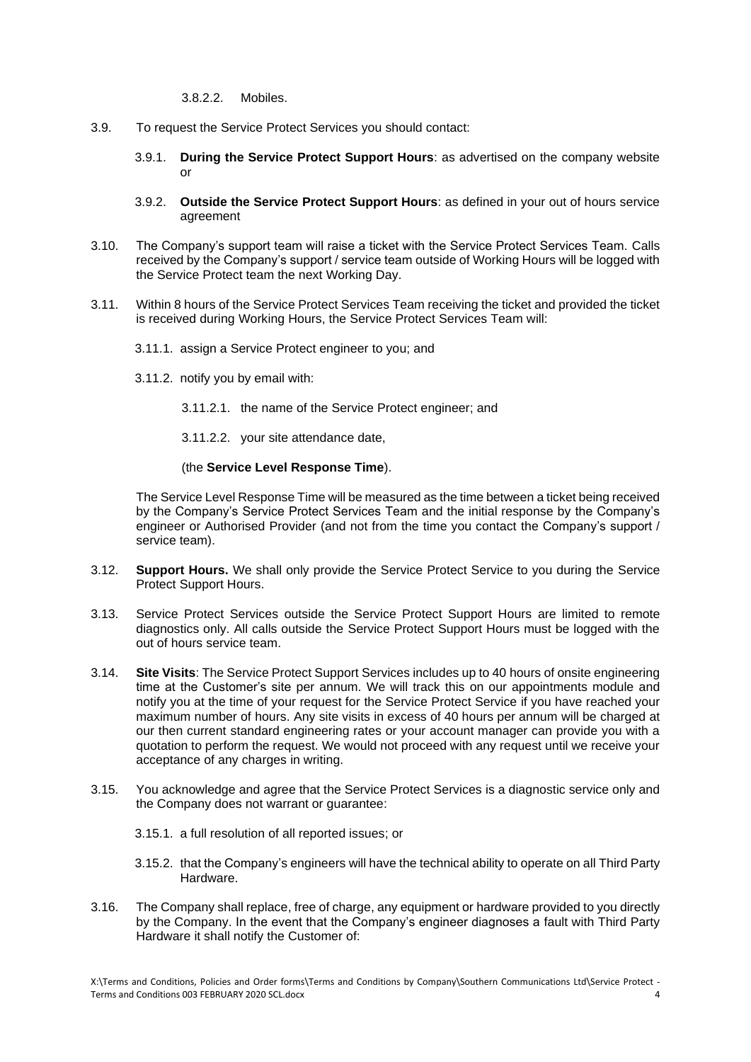3.8.2.2. Mobiles.

3.9. To request the Service Protect Services you should contact:

3.9.1. **During the Service Protect Support Hours**: as advertised on the company website or

3.9.2. **Outside the Service Protect Support Hours**: as defined in your out of hours service agreement

3.10. The Company's support team will raise a ticket with the Service Protect Services Team. Calls received by the Company's support / service team outside of Working Hours will be logged with the Service Protect team the next Working Day.

3.11. Within 8 hours of the Service Protect Services Team receiving the ticket and provided the ticket is received during Working Hours, the Service Protect Services Team will:

3.11.1. assign a Service Protect engineer to you; and

3.11.2. notify you by email with:

3.11.2.1. the name of the Service Protect engineer; and

3.11.2.2. your site attendance date,

(the **Service Level Response Time**).

The Service Level Response Time will be measured as the time between a ticket being received by the Company's Service Protect Services Team and the initial response by the Company's engineer or Authorised Provider (and not from the time you contact the Company's support / service team).

3.12. **Support Hours.** We shall only provide the Service Protect Service to you during the Service Protect Support Hours.

3.13. Service Protect Services outside the Service Protect Support Hours are limited to remote diagnostics only. All calls outside the Service Protect Support Hours must be logged with the out of hours service team.

3.14. **Site Visits**: The Service Protect Support Services includes up to 40 hours of onsite engineering time at the Customer's site per annum. We will track this on our appointments module and notify you at the time of your request for the Service Protect Service if you have reached your maximum number of hours. Any site visits in excess of 40 hours per annum will be charged at our then current standard engineering rates or your account manager can provide you with a quotation to perform the request. We would not proceed with any request until we receive your acceptance of any charges in writing.

3.15. You acknowledge and agree that the Service Protect Services is a diagnostic service only and the Company does not warrant or guarantee:

3.15.1. a full resolution of all reported issues; or

3.15.2. that the Company's engineers will have the technical ability to operate on all Third Party Hardware.

3.16. The Company shall replace, free of charge, any equipment or hardware provided to you directly by the Company. In the event that the Company's engineer diagnoses a fault with Third Party Hardware it shall notify the Customer of: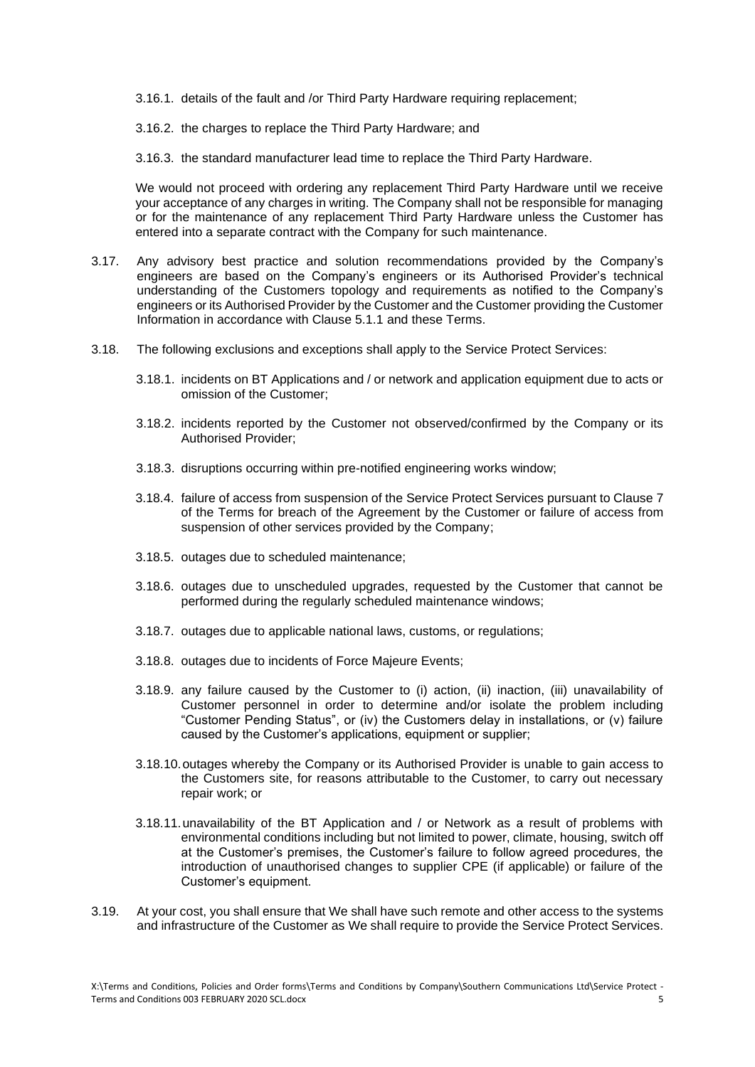3.16.1. details of the fault and /or Third Party Hardware requiring replacement;

3.16.2. the charges to replace the Third Party Hardware; and

3.16.3. the standard manufacturer lead time to replace the Third Party Hardware.

We would not proceed with ordering any replacement Third Party Hardware until we receive your acceptance of any charges in writing. The Company shall not be responsible for managing or for the maintenance of any replacement Third Party Hardware unless the Customer has entered into a separate contract with the Company for such maintenance.

3.17. Any advisory best practice and solution recommendations provided by the Company's engineers are based on the Company's engineers or its Authorised Provider's technical understanding of the Customers topology and requirements as notified to the Company's engineers or its Authorised Provider by the Customer and the Customer providing the Customer Information in accordance with Clause 5.1.1 and these Terms.

3.18. The following exclusions and exceptions shall apply to the Service Protect Services:

3.18.1. incidents on BT Applications and / or network and application equipment due to acts or omission of the Customer;

3.18.2. incidents reported by the Customer not observed/confirmed by the Company or its Authorised Provider;

3.18.3. disruptions occurring within pre-notified engineering works window;

3.18.4. failure of access from suspension of the Service Protect Services pursuant to Clause 7 of the Terms for breach of the Agreement by the Customer or failure of access from suspension of other services provided by the Company;

3.18.5. outages due to scheduled maintenance;

3.18.6. outages due to unscheduled upgrades, requested by the Customer that cannot be performed during the regularly scheduled maintenance windows;

3.18.7. outages due to applicable national laws, customs, or regulations;

3.18.8. outages due to incidents of Force Majeure Events;

3.18.9. any failure caused by the Customer to (i) action, (ii) inaction, (iii) unavailability of Customer personnel in order to determine and/or isolate the problem including "Customer Pending Status", or (iv) the Customers delay in installations, or (v) failure caused by the Customer's applications, equipment or supplier;

3.18.10. outages whereby the Company or its Authorised Provider is unable to gain access to the Customers site, for reasons attributable to the Customer, to carry out necessary repair work; or

3.18.11. unavailability of the BT Application and / or Network as a result of problems with environmental conditions including but not limited to power, climate, housing, switch off at the Customer's premises, the Customer's failure to follow agreed procedures, the introduction of unauthorised changes to supplier CPE (if applicable) or failure of the Customer's equipment.

3.19. At your cost, you shall ensure that We shall have such remote and other access to the systems and infrastructure of the Customer as We shall require to provide the Service Protect Services.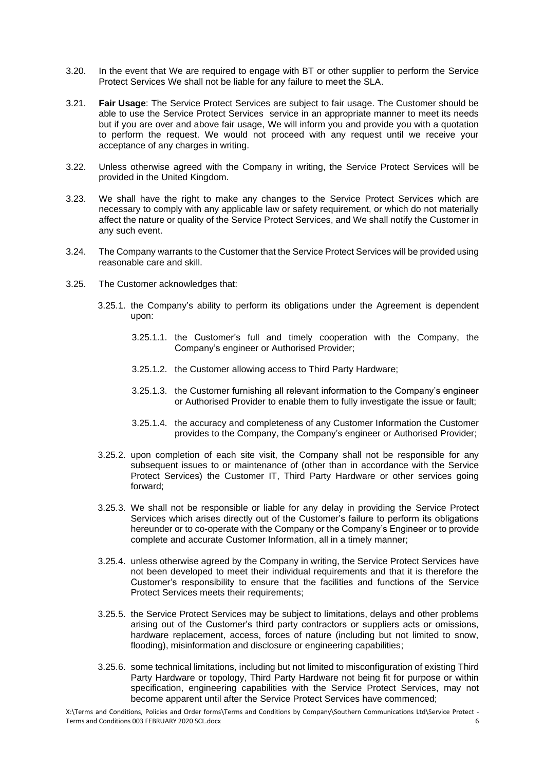3.20. In the event that We are required to engage with BT or other supplier to perform the Service Protect Services We shall not be liable for any failure to meet the SLA.

3.21. **Fair Usage**: The Service Protect Services are subject to fair usage. The Customer should be able to use the Service Protect Services service in an appropriate manner to meet its needs but if you are over and above fair usage, We will inform you and provide you with a quotation to perform the request. We would not proceed with any request until we receive your acceptance of any charges in writing.

3.22. Unless otherwise agreed with the Company in writing, the Service Protect Services will be provided in the United Kingdom.

3.23. We shall have the right to make any changes to the Service Protect Services which are necessary to comply with any applicable law or safety requirement, or which do not materially affect the nature or quality of the Service Protect Services, and We shall notify the Customer in any such event.

3.24. The Company warrants to the Customer that the Service Protect Services will be provided using reasonable care and skill.

3.25. The Customer acknowledges that:

3.25.1. the Company's ability to perform its obligations under the Agreement is dependent upon:

3.25.1.1. the Customer's full and timely cooperation with the Company, the Company's engineer or Authorised Provider;

3.25.1.2. the Customer allowing access to Third Party Hardware;

3.25.1.3. the Customer furnishing all relevant information to the Company's engineer or Authorised Provider to enable them to fully investigate the issue or fault;

3.25.1.4. the accuracy and completeness of any Customer Information the Customer provides to the Company, the Company's engineer or Authorised Provider;

3.25.2. upon completion of each site visit, the Company shall not be responsible for any subsequent issues to or maintenance of (other than in accordance with the Service Protect Services) the Customer IT, Third Party Hardware or other services going forward;

3.25.3. We shall not be responsible or liable for any delay in providing the Service Protect Services which arises directly out of the Customer's failure to perform its obligations hereunder or to co-operate with the Company or the Company's Engineer or to provide complete and accurate Customer Information, all in a timely manner;

3.25.4. unless otherwise agreed by the Company in writing, the Service Protect Services have not been developed to meet their individual requirements and that it is therefore the Customer's responsibility to ensure that the facilities and functions of the Service Protect Services meets their requirements;

3.25.5. the Service Protect Services may be subject to limitations, delays and other problems arising out of the Customer's third party contractors or suppliers acts or omissions, hardware replacement, access, forces of nature (including but not limited to snow, flooding), misinformation and disclosure or engineering capabilities;

3.25.6. some technical limitations, including but not limited to misconfiguration of existing Third Party Hardware or topology, Third Party Hardware not being fit for purpose or within specification, engineering capabilities with the Service Protect Services, may not become apparent until after the Service Protect Services have commenced;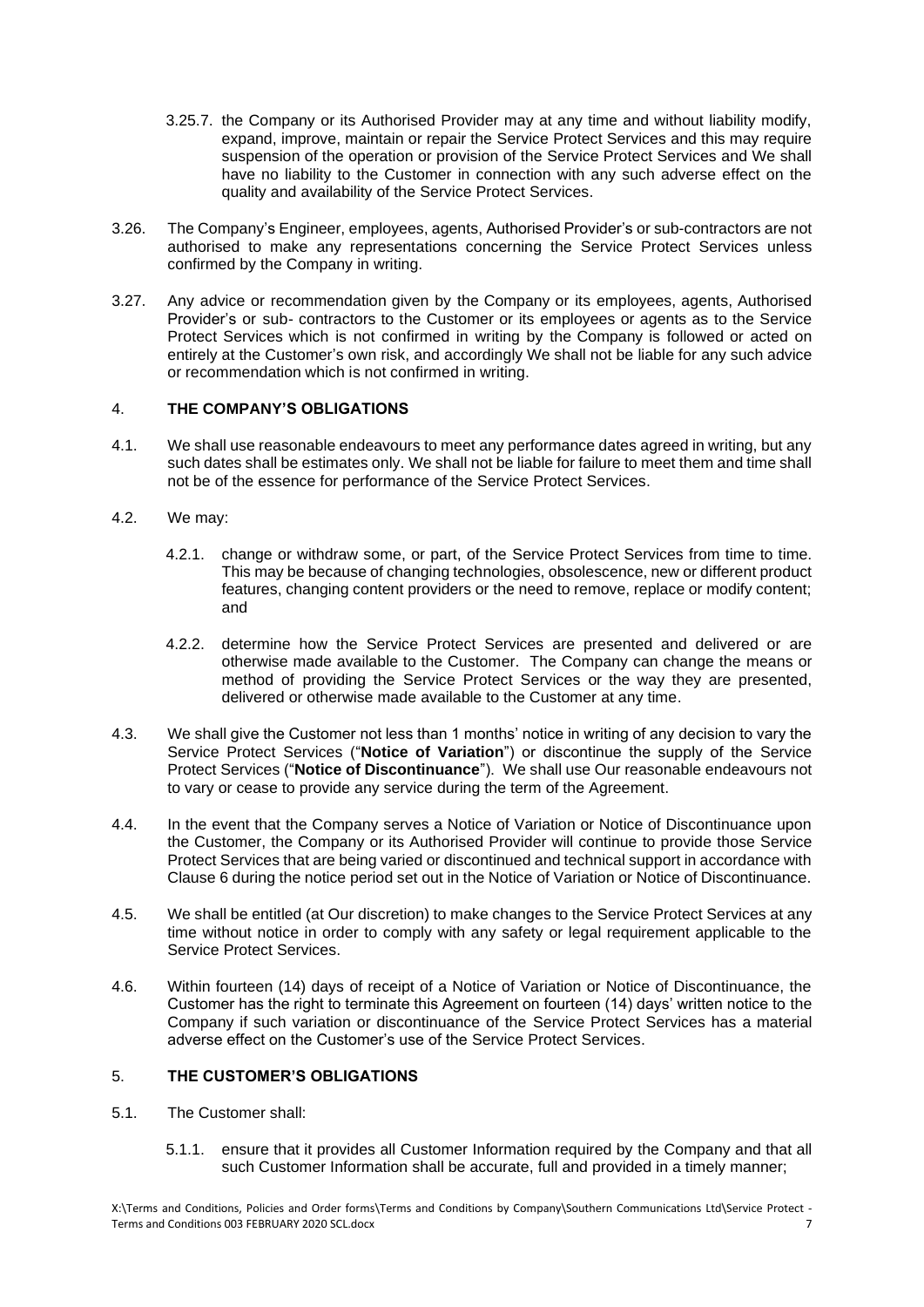3.25.7. the Company or its Authorised Provider may at any time and without liability modify, expand, improve, maintain or repair the Service Protect Services and this may require suspension of the operation or provision of the Service Protect Services and We shall have no liability to the Customer in connection with any such adverse effect on the quality and availability of the Service Protect Services.

3.26. The Company's Engineer, employees, agents, Authorised Provider's or sub-contractors are not authorised to make any representations concerning the Service Protect Services unless confirmed by the Company in writing.

3.27. Any advice or recommendation given by the Company or its employees, agents, Authorised Provider's or sub- contractors to the Customer or its employees or agents as to the Service Protect Services which is not confirmed in writing by the Company is followed or acted on entirely at the Customer's own risk, and accordingly We shall not be liable for any such advice or recommendation which is not confirmed in writing.

## 4. THE COMPANY'S OBLIGATIONS

4.1. We shall use reasonable endeavours to meet any performance dates agreed in writing, but any such dates shall be estimates only. We shall not be liable for failure to meet them and time shall not be of the essence for performance of the Service Protect Services.

4.2. We may:

4.2.1. change or withdraw some, or part, of the Service Protect Services from time to time. This may be because of changing technologies, obsolescence, new or different product features, changing content providers or the need to remove, replace or modify content; and

4.2.2. determine how the Service Protect Services are presented and delivered or are otherwise made available to the Customer. The Company can change the means or method of providing the Service Protect Services or the way they are presented, delivered or otherwise made available to the Customer at any time.

4.3. We shall give the Customer not less than 1 months' notice in writing of any decision to vary the Service Protect Services ("**Notice of Variation**") or discontinue the supply of the Service Protect Services ("**Notice of Discontinuance**"). We shall use Our reasonable endeavours not to vary or cease to provide any service during the term of the Agreement.

4.4. In the event that the Company serves a Notice of Variation or Notice of Discontinuance upon the Customer, the Company or its Authorised Provider will continue to provide those Service Protect Services that are being varied or discontinued and technical support in accordance with Clause 6 during the notice period set out in the Notice of Variation or Notice of Discontinuance.

4.5. We shall be entitled (at Our discretion) to make changes to the Service Protect Services at any time without notice in order to comply with any safety or legal requirement applicable to the Service Protect Services.

4.6. Within fourteen (14) days of receipt of a Notice of Variation or Notice of Discontinuance, the Customer has the right to terminate this Agreement on fourteen (14) days' written notice to the Company if such variation or discontinuance of the Service Protect Services has a material adverse effect on the Customer's use of the Service Protect Services.

## 5. THE CUSTOMER'S OBLIGATIONS

5.1. The Customer shall:

5.1.1. ensure that it provides all Customer Information required by the Company and that all such Customer Information shall be accurate, full and provided in a timely manner;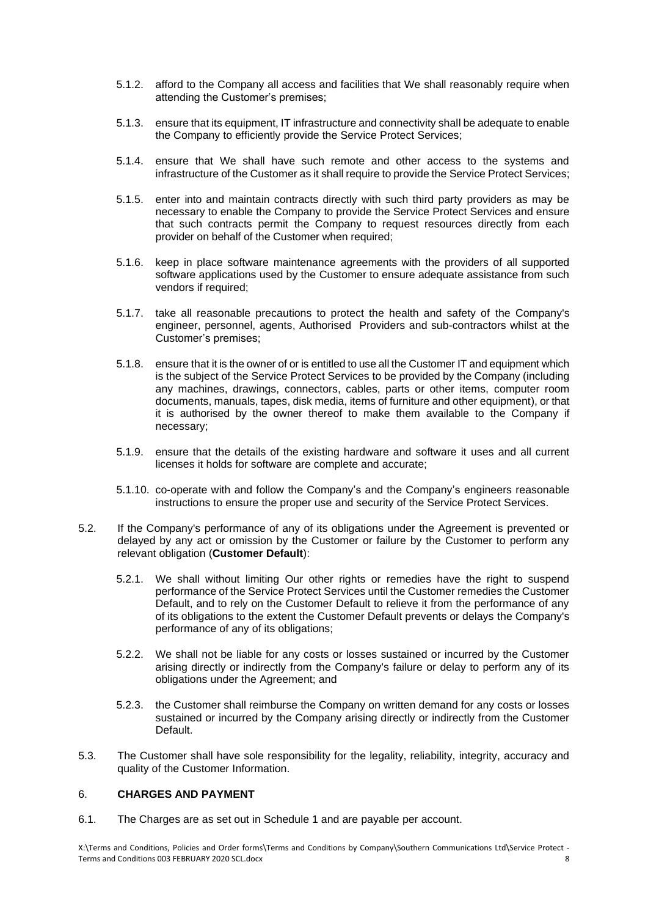5.1.2. afford to the Company all access and facilities that We shall reasonably require when attending the Customer's premises;

5.1.3. ensure that its equipment, IT infrastructure and connectivity shall be adequate to enable the Company to efficiently provide the Service Protect Services;

5.1.4. ensure that We shall have such remote and other access to the systems and infrastructure of the Customer as it shall require to provide the Service Protect Services;

5.1.5. enter into and maintain contracts directly with such third party providers as may be necessary to enable the Company to provide the Service Protect Services and ensure that such contracts permit the Company to request resources directly from each provider on behalf of the Customer when required;

5.1.6. keep in place software maintenance agreements with the providers of all supported software applications used by the Customer to ensure adequate assistance from such vendors if required;

5.1.7. take all reasonable precautions to protect the health and safety of the Company's engineer, personnel, agents, Authorised Providers and sub-contractors whilst at the Customer's premises;

5.1.8. ensure that it is the owner of or is entitled to use all the Customer IT and equipment which is the subject of the Service Protect Services to be provided by the Company (including any machines, drawings, connectors, cables, parts or other items, computer room documents, manuals, tapes, disk media, items of furniture and other equipment), or that it is authorised by the owner thereof to make them available to the Company if necessary;

5.1.9. ensure that the details of the existing hardware and software it uses and all current licenses it holds for software are complete and accurate;

5.1.10. co-operate with and follow the Company's and the Company's engineers reasonable instructions to ensure the proper use and security of the Service Protect Services.

5.2. If the Company's performance of any of its obligations under the Agreement is prevented or delayed by any act or omission by the Customer or failure by the Customer to perform any relevant obligation (**Customer Default**):

5.2.1. We shall without limiting Our other rights or remedies have the right to suspend performance of the Service Protect Services until the Customer remedies the Customer Default, and to rely on the Customer Default to relieve it from the performance of any of its obligations to the extent the Customer Default prevents or delays the Company's performance of any of its obligations;

5.2.2. We shall not be liable for any costs or losses sustained or incurred by the Customer arising directly or indirectly from the Company's failure or delay to perform any of its obligations under the Agreement; and

5.2.3. the Customer shall reimburse the Company on written demand for any costs or losses sustained or incurred by the Company arising directly or indirectly from the Customer Default.

5.3. The Customer shall have sole responsibility for the legality, reliability, integrity, accuracy and quality of the Customer Information.

## 6. **CHARGES AND PAYMENT**

6.1. The Charges are as set out in Schedule 1 and are payable per account.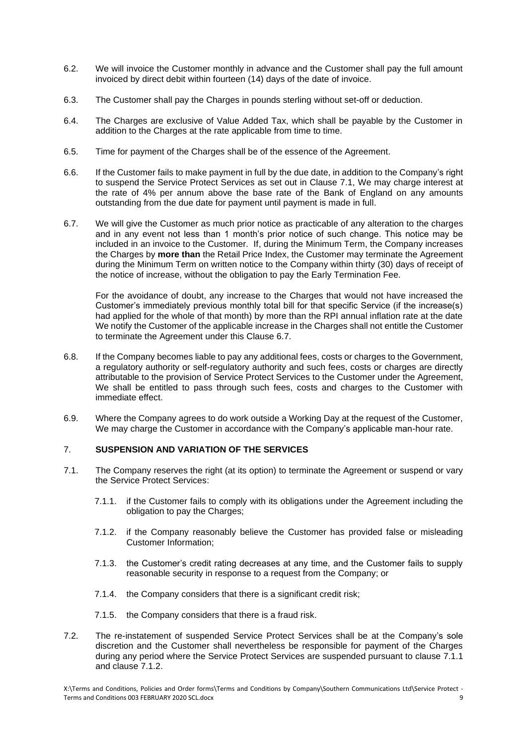6.2. We will invoice the Customer monthly in advance and the Customer shall pay the full amount invoiced by direct debit within fourteen (14) days of the date of invoice.

6.3. The Customer shall pay the Charges in pounds sterling without set-off or deduction.

6.4. The Charges are exclusive of Value Added Tax, which shall be payable by the Customer in addition to the Charges at the rate applicable from time to time.

6.5. Time for payment of the Charges shall be of the essence of the Agreement.

6.6. If the Customer fails to make payment in full by the due date, in addition to the Company's right to suspend the Service Protect Services as set out in Clause 7.1, We may charge interest at the rate of 4% per annum above the base rate of the Bank of England on any amounts outstanding from the due date for payment until payment is made in full.

6.7. We will give the Customer as much prior notice as practicable of any alteration to the charges and in any event not less than 1 month's prior notice of such change. This notice may be included in an invoice to the Customer. If, during the Minimum Term, the Company increases the Charges by **more than** the Retail Price Index, the Customer may terminate the Agreement during the Minimum Term on written notice to the Company within thirty (30) days of receipt of the notice of increase, without the obligation to pay the Early Termination Fee.

For the avoidance of doubt, any increase to the Charges that would not have increased the Customer's immediately previous monthly total bill for that specific Service (if the increase(s) had applied for the whole of that month) by more than the RPI annual inflation rate at the date We notify the Customer of the applicable increase in the Charges shall not entitle the Customer to terminate the Agreement under this Clause 6.7.

6.8. If the Company becomes liable to pay any additional fees, costs or charges to the Government, a regulatory authority or self-regulatory authority and such fees, costs or charges are directly attributable to the provision of Service Protect Services to the Customer under the Agreement, We shall be entitled to pass through such fees, costs and charges to the Customer with immediate effect.

6.9. Where the Company agrees to do work outside a Working Day at the request of the Customer, We may charge the Customer in accordance with the Company's applicable man-hour rate.

## 7. SUSPENSION AND VARIATION OF THE SERVICES

7.1. The Company reserves the right (at its option) to terminate the Agreement or suspend or vary the Service Protect Services:

7.1.1. if the Customer fails to comply with its obligations under the Agreement including the obligation to pay the Charges;

7.1.2. if the Company reasonably believe the Customer has provided false or misleading Customer Information;

7.1.3. the Customer's credit rating decreases at any time, and the Customer fails to supply reasonable security in response to a request from the Company; or

7.1.4. the Company considers that there is a significant credit risk;

7.1.5. the Company considers that there is a fraud risk.

7.2. The re-instatement of suspended Service Protect Services shall be at the Company's sole discretion and the Customer shall nevertheless be responsible for payment of the Charges during any period where the Service Protect Services are suspended pursuant to clause 7.1.1 and clause 7.1.2.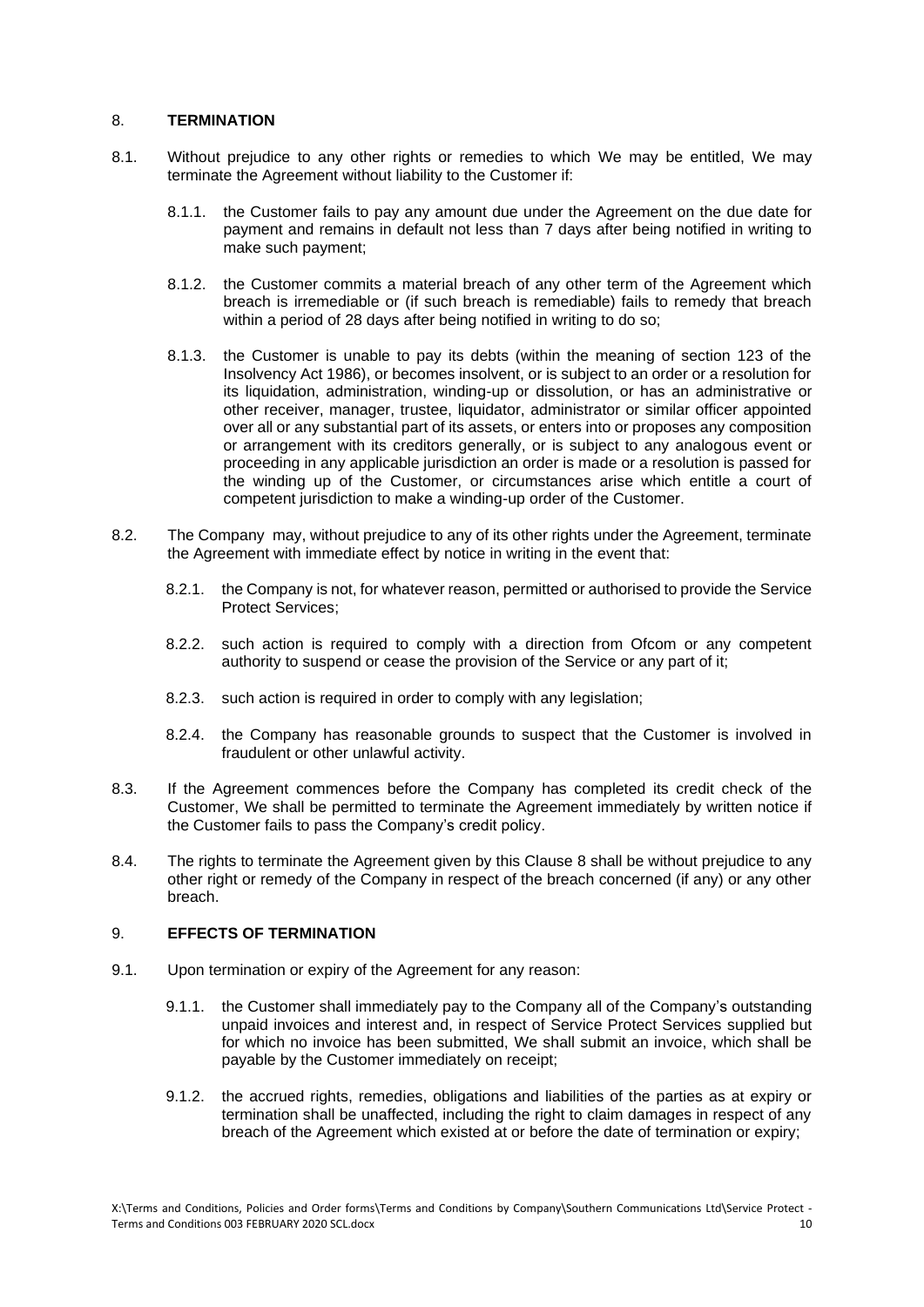## 8. TERMINATION

8.1. Without prejudice to any other rights or remedies to which We may be entitled, We may terminate the Agreement without liability to the Customer if:

8.1.1. the Customer fails to pay any amount due under the Agreement on the due date for payment and remains in default not less than 7 days after being notified in writing to make such payment;

8.1.2. the Customer commits a material breach of any other term of the Agreement which breach is irremediable or (if such breach is remediable) fails to remedy that breach within a period of 28 days after being notified in writing to do so;

8.1.3. the Customer is unable to pay its debts (within the meaning of section 123 of the Insolvency Act 1986), or becomes insolvent, or is subject to an order or a resolution for its liquidation, administration, winding-up or dissolution, or has an administrative or other receiver, manager, trustee, liquidator, administrator or similar officer appointed over all or any substantial part of its assets, or enters into or proposes any composition or arrangement with its creditors generally, or is subject to any analogous event or proceeding in any applicable jurisdiction an order is made or a resolution is passed for the winding up of the Customer, or circumstances arise which entitle a court of competent jurisdiction to make a winding-up order of the Customer.

8.2. The Company may, without prejudice to any of its other rights under the Agreement, terminate the Agreement with immediate effect by notice in writing in the event that:

8.2.1. the Company is not, for whatever reason, permitted or authorised to provide the Service Protect Services;

8.2.2. such action is required to comply with a direction from Ofcom or any competent authority to suspend or cease the provision of the Service or any part of it;

8.2.3. such action is required in order to comply with any legislation;

8.2.4. the Company has reasonable grounds to suspect that the Customer is involved in fraudulent or other unlawful activity.

8.3. If the Agreement commences before the Company has completed its credit check of the Customer, We shall be permitted to terminate the Agreement immediately by written notice if the Customer fails to pass the Company's credit policy.

8.4. The rights to terminate the Agreement given by this Clause 8 shall be without prejudice to any other right or remedy of the Company in respect of the breach concerned (if any) or any other breach.

## 9. EFFECTS OF TERMINATION

9.1. Upon termination or expiry of the Agreement for any reason:

9.1.1. the Customer shall immediately pay to the Company all of the Company's outstanding unpaid invoices and interest and, in respect of Service Protect Services supplied but for which no invoice has been submitted, We shall submit an invoice, which shall be payable by the Customer immediately on receipt;

9.1.2. the accrued rights, remedies, obligations and liabilities of the parties as at expiry or termination shall be unaffected, including the right to claim damages in respect of any breach of the Agreement which existed at or before the date of termination or expiry;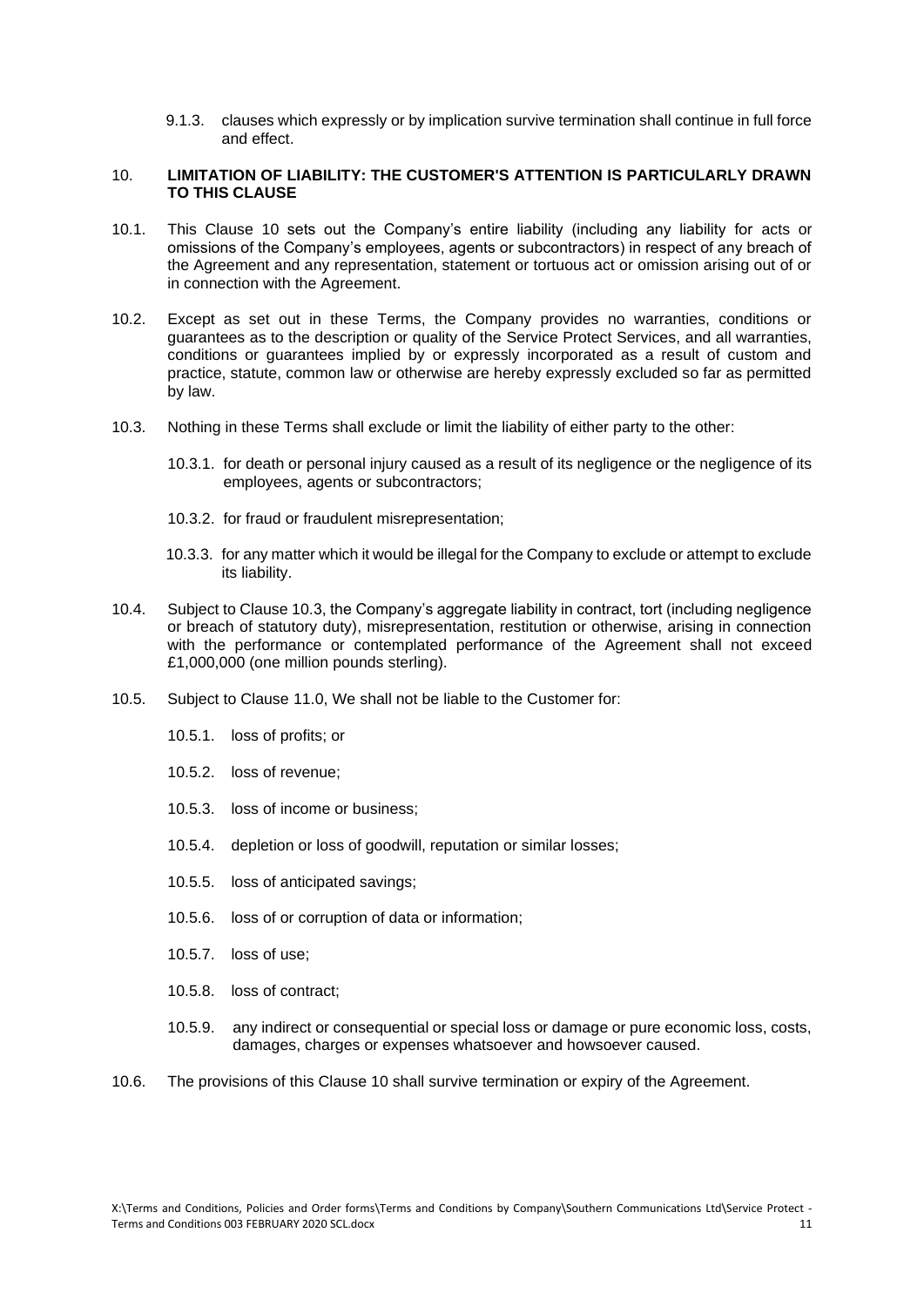9.1.3. clauses which expressly or by implication survive termination shall continue in full force and effect.

## 10. LIMITATION OF LIABILITY: THE CUSTOMER'S ATTENTION IS PARTICULARLY DRAWN TO THIS CLAUSE

10.1. This Clause 10 sets out the Company's entire liability (including any liability for acts or omissions of the Company's employees, agents or subcontractors) in respect of any breach of the Agreement and any representation, statement or tortuous act or omission arising out of or in connection with the Agreement.

10.2. Except as set out in these Terms, the Company provides no warranties, conditions or guarantees as to the description or quality of the Service Protect Services, and all warranties, conditions or guarantees implied by or expressly incorporated as a result of custom and practice, statute, common law or otherwise are hereby expressly excluded so far as permitted by law.

10.3. Nothing in these Terms shall exclude or limit the liability of either party to the other:

10.3.1. for death or personal injury caused as a result of its negligence or the negligence of its employees, agents or subcontractors;

10.3.2. for fraud or fraudulent misrepresentation;

10.3.3. for any matter which it would be illegal for the Company to exclude or attempt to exclude its liability.

10.4. Subject to Clause 10.3, the Company's aggregate liability in contract, tort (including negligence or breach of statutory duty), misrepresentation, restitution or otherwise, arising in connection with the performance or contemplated performance of the Agreement shall not exceed £1,000,000 (one million pounds sterling).

10.5. Subject to Clause 11.0, We shall not be liable to the Customer for:

10.5.1. loss of profits; or

10.5.2. loss of revenue;

10.5.3. loss of income or business;

10.5.4. depletion or loss of goodwill, reputation or similar losses;

10.5.5. loss of anticipated savings;

10.5.6. loss of or corruption of data or information;

10.5.7. loss of use;

10.5.8. loss of contract;

10.5.9. any indirect or consequential or special loss or damage or pure economic loss, costs, damages, charges or expenses whatsoever and howsoever caused.

10.6. The provisions of this Clause 10 shall survive termination or expiry of the Agreement.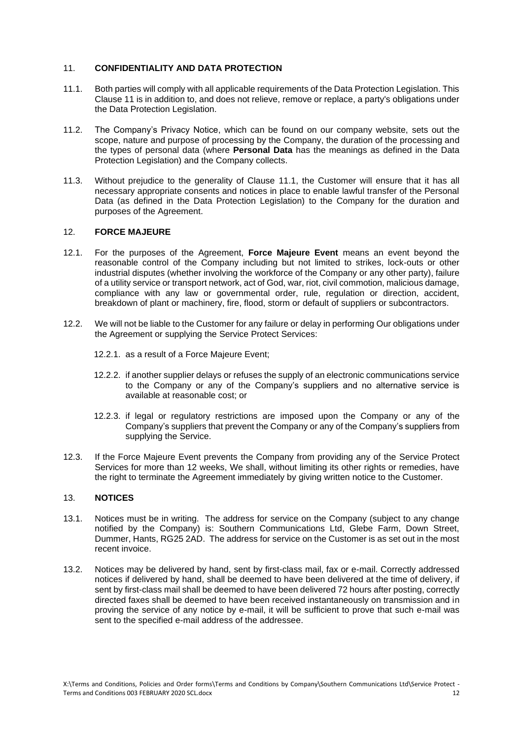## 11. CONFIDENTIALITY AND DATA PROTECTION

11.1. Both parties will comply with all applicable requirements of the Data Protection Legislation. This Clause 11 is in addition to, and does not relieve, remove or replace, a party's obligations under the Data Protection Legislation.

11.2. The Company's Privacy Notice, which can be found on our company website, sets out the scope, nature and purpose of processing by the Company, the duration of the processing and the types of personal data (where **Personal Data** has the meanings as defined in the Data Protection Legislation) and the Company collects.

11.3. Without prejudice to the generality of Clause 11.1, the Customer will ensure that it has all necessary appropriate consents and notices in place to enable lawful transfer of the Personal Data (as defined in the Data Protection Legislation) to the Company for the duration and purposes of the Agreement.

## 12. FORCE MAJEURE

12.1. For the purposes of the Agreement, **Force Majeure Event** means an event beyond the reasonable control of the Company including but not limited to strikes, lock-outs or other industrial disputes (whether involving the workforce of the Company or any other party), failure of a utility service or transport network, act of God, war, riot, civil commotion, malicious damage, compliance with any law or governmental order, rule, regulation or direction, accident, breakdown of plant or machinery, fire, flood, storm or default of suppliers or subcontractors.

12.2. We will not be liable to the Customer for any failure or delay in performing Our obligations under the Agreement or supplying the Service Protect Services:

12.2.1. as a result of a Force Majeure Event;

12.2.2. if another supplier delays or refuses the supply of an electronic communications service to the Company or any of the Company's suppliers and no alternative service is available at reasonable cost; or

12.2.3. if legal or regulatory restrictions are imposed upon the Company or any of the Company's suppliers that prevent the Company or any of the Company's suppliers from supplying the Service.

12.3. If the Force Majeure Event prevents the Company from providing any of the Service Protect Services for more than 12 weeks, We shall, without limiting its other rights or remedies, have the right to terminate the Agreement immediately by giving written notice to the Customer.

## 13. NOTICES

13.1. Notices must be in writing. The address for service on the Company (subject to any change notified by the Company) is: Southern Communications Ltd, Glebe Farm, Down Street, Dummer, Hants, RG25 2AD. The address for service on the Customer is as set out in the most recent invoice.

13.2. Notices may be delivered by hand, sent by first-class mail, fax or e-mail. Correctly addressed notices if delivered by hand, shall be deemed to have been delivered at the time of delivery, if sent by first-class mail shall be deemed to have been delivered 72 hours after posting, correctly directed faxes shall be deemed to have been received instantaneously on transmission and in proving the service of any notice by e-mail, it will be sufficient to prove that such e-mail was sent to the specified e-mail address of the addressee.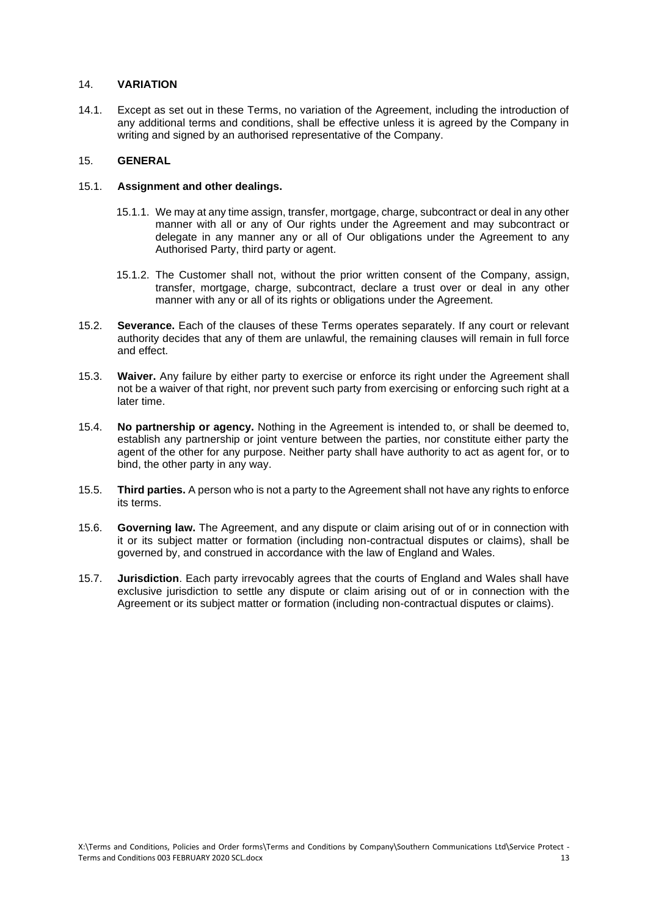## 14. VARIATION

14.1. Except as set out in these Terms, no variation of the Agreement, including the introduction of any additional terms and conditions, shall be effective unless it is agreed by the Company in writing and signed by an authorised representative of the Company.

## 15. GENERAL

15.1. **Assignment and other dealings.**

15.1.1. We may at any time assign, transfer, mortgage, charge, subcontract or deal in any other manner with all or any of Our rights under the Agreement and may subcontract or delegate in any manner any or all of Our obligations under the Agreement to any Authorised Party, third party or agent.

15.1.2. The Customer shall not, without the prior written consent of the Company, assign, transfer, mortgage, charge, subcontract, declare a trust over or deal in any other manner with any or all of its rights or obligations under the Agreement.

15.2. **Severance.** Each of the clauses of these Terms operates separately. If any court or relevant authority decides that any of them are unlawful, the remaining clauses will remain in full force and effect.

15.3. **Waiver.** Any failure by either party to exercise or enforce its right under the Agreement shall not be a waiver of that right, nor prevent such party from exercising or enforcing such right at a later time.

15.4. **No partnership or agency.** Nothing in the Agreement is intended to, or shall be deemed to, establish any partnership or joint venture between the parties, nor constitute either party the agent of the other for any purpose. Neither party shall have authority to act as agent for, or to bind, the other party in any way.

15.5. **Third parties.** A person who is not a party to the Agreement shall not have any rights to enforce its terms.

15.6. **Governing law.** The Agreement, and any dispute or claim arising out of or in connection with it or its subject matter or formation (including non-contractual disputes or claims), shall be governed by, and construed in accordance with the law of England and Wales.

15.7. **Jurisdiction**. Each party irrevocably agrees that the courts of England and Wales shall have exclusive jurisdiction to settle any dispute or claim arising out of or in connection with the Agreement or its subject matter or formation (including non-contractual disputes or claims).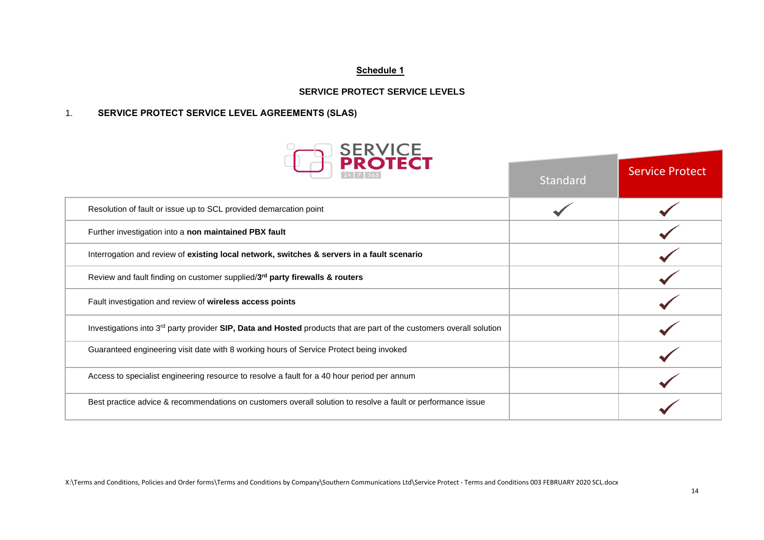**Schedule 1**

**SERVICE PROTECT SERVICE LEVELS**

## 1. SERVICE PROTECT SERVICE LEVEL AGREEMENTS (SLAS)

| SERVICE PROTECT 24 7 365 | Standard | Service Protect |
|---|---|---|
| Resolution of fault or issue up to SCL provided demarcation point | ✓ | ✓ |
| Further investigation into a **non maintained PBX fault** | | ✓ |
| Interrogation and review of **existing local network, switches & servers in a fault scenario** | | ✓ |
| Review and fault finding on customer supplied/**3rd party firewalls & routers** | | ✓ |
| Fault investigation and review of **wireless access points** | | ✓ |
| Investigations into 3rd party provider **SIP, Data and Hosted** products that are part of the customers overall solution | | ✓ |
| Guaranteed engineering visit date with 8 working hours of Service Protect being invoked | | ✓ |
| Access to specialist engineering resource to resolve a fault for a 40 hour period per annum | | ✓ |
| Best practice advice & recommendations on customers overall solution to resolve a fault or performance issue | | ✓ |

X:\Terms and Conditions, Policies and Order forms\Terms and Conditions by Company\Southern Communications Ltd\Service Protect - Terms and Conditions 003 FEBRUARY 2020 SCL.docx